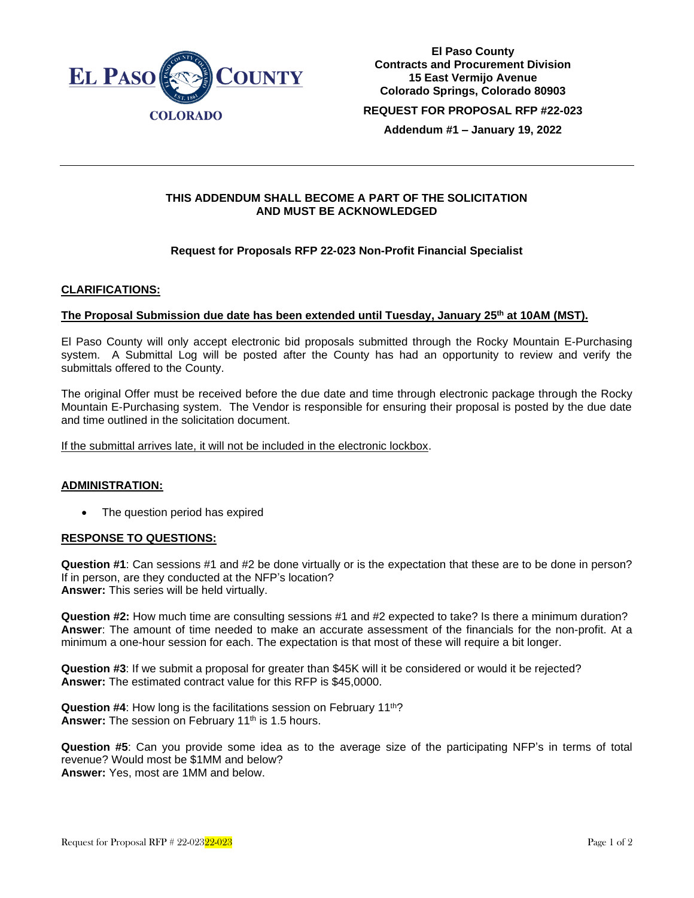El Paso County
Contracts and Procurement Division
15 East Vermijo Avenue
Colorado Springs, Colorado 80903

**REQUEST FOR PROPOSAL RFP #22-023**

**Addendum #1 – January 19, 2022**

---

**THIS ADDENDUM SHALL BECOME A PART OF THE SOLICITATION AND MUST BE ACKNOWLEDGED**

**Request for Proposals RFP 22-023 Non-Profit Financial Specialist**

## CLARIFICATIONS:

**The Proposal Submission due date has been extended until Tuesday, January 25th at 10AM (MST).**

El Paso County will only accept electronic bid proposals submitted through the Rocky Mountain E-Purchasing system. A Submittal Log will be posted after the County has had an opportunity to review and verify the submittals offered to the County.

The original Offer must be received before the due date and time through electronic package through the Rocky Mountain E-Purchasing system. The Vendor is responsible for ensuring their proposal is posted by the due date and time outlined in the solicitation document.

If the submittal arrives late, it will not be included in the electronic lockbox.

## ADMINISTRATION:

- The question period has expired

## RESPONSE TO QUESTIONS:

**Question #1**: Can sessions #1 and #2 be done virtually or is the expectation that these are to be done in person? If in person, are they conducted at the NFP's location?
**Answer:** This series will be held virtually.

**Question #2:** How much time are consulting sessions #1 and #2 expected to take? Is there a minimum duration?
**Answer**: The amount of time needed to make an accurate assessment of the financials for the non-profit. At a minimum a one-hour session for each. The expectation is that most of these will require a bit longer.

**Question #3**: If we submit a proposal for greater than $45K will it be considered or would it be rejected?
**Answer:** The estimated contract value for this RFP is $45,0000.

**Question #4**: How long is the facilitations session on February 11th?
**Answer:** The session on February 11th is 1.5 hours.

**Question #5**: Can you provide some idea as to the average size of the participating NFP's in terms of total revenue? Would most be $1MM and below?
**Answer:** Yes, most are 1MM and below.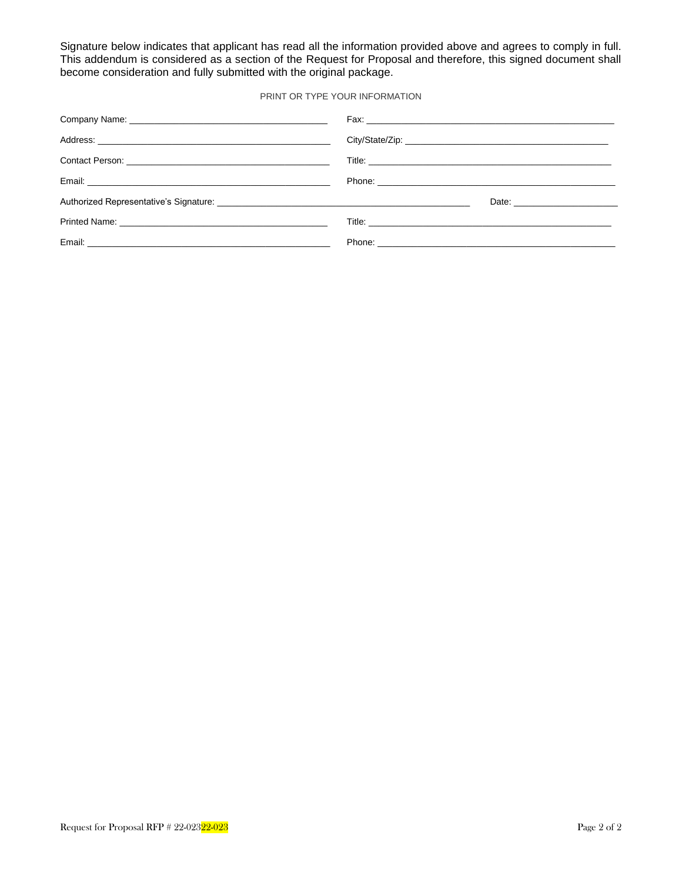Signature below indicates that applicant has read all the information provided above and agrees to comply in full. This addendum is considered as a section of the Request for Proposal and therefore, this signed document shall become consideration and fully submitted with the original package.

PRINT OR TYPE YOUR INFORMATION

Company Name: ______________________________________ Fax: ______________________________________________

Address: ___________________________________________ City/State/Zip: _____________________________________

Contact Person: _____________________________________ Title: _____________________________________________

Email: _____________________________________________ Phone: ____________________________________________

Authorized Representative's Signature: ______________________________________________ Date: ___________________

Printed Name: ______________________________________ Title: _____________________________________________

Email: _____________________________________________ Phone: ____________________________________________